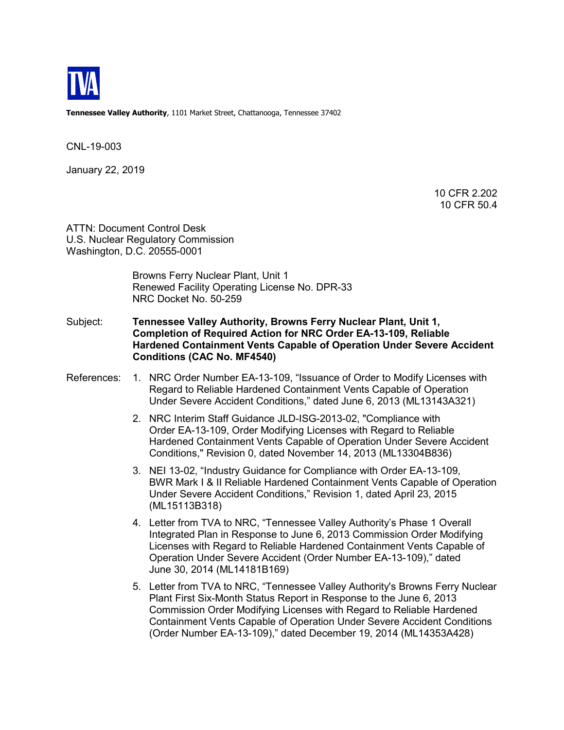TVA

**Tennessee Valley Authority**, 1101 Market Street, Chattanooga, Tennessee 37402

CNL-19-003

January 22, 2019

10 CFR 2.202
10 CFR 50.4

ATTN: Document Control Desk
U.S. Nuclear Regulatory Commission
Washington, D.C. 20555-0001

Browns Ferry Nuclear Plant, Unit 1
Renewed Facility Operating License No. DPR-33
NRC Docket No. 50-259

Subject: **Tennessee Valley Authority, Browns Ferry Nuclear Plant, Unit 1, Completion of Required Action for NRC Order EA-13-109, Reliable Hardened Containment Vents Capable of Operation Under Severe Accident Conditions (CAC No. MF4540)**

References:

1. NRC Order Number EA-13-109, "Issuance of Order to Modify Licenses with Regard to Reliable Hardened Containment Vents Capable of Operation Under Severe Accident Conditions," dated June 6, 2013 (ML13143A321)
2. NRC Interim Staff Guidance JLD-ISG-2013-02, "Compliance with Order EA-13-109, Order Modifying Licenses with Regard to Reliable Hardened Containment Vents Capable of Operation Under Severe Accident Conditions," Revision 0, dated November 14, 2013 (ML13304B836)
3. NEI 13-02, "Industry Guidance for Compliance with Order EA-13-109, BWR Mark I & II Reliable Hardened Containment Vents Capable of Operation Under Severe Accident Conditions," Revision 1, dated April 23, 2015 (ML15113B318)
4. Letter from TVA to NRC, "Tennessee Valley Authority's Phase 1 Overall Integrated Plan in Response to June 6, 2013 Commission Order Modifying Licenses with Regard to Reliable Hardened Containment Vents Capable of Operation Under Severe Accident (Order Number EA-13-109)," dated June 30, 2014 (ML14181B169)
5. Letter from TVA to NRC, "Tennessee Valley Authority's Browns Ferry Nuclear Plant First Six-Month Status Report in Response to the June 6, 2013 Commission Order Modifying Licenses with Regard to Reliable Hardened Containment Vents Capable of Operation Under Severe Accident Conditions (Order Number EA-13-109)," dated December 19, 2014 (ML14353A428)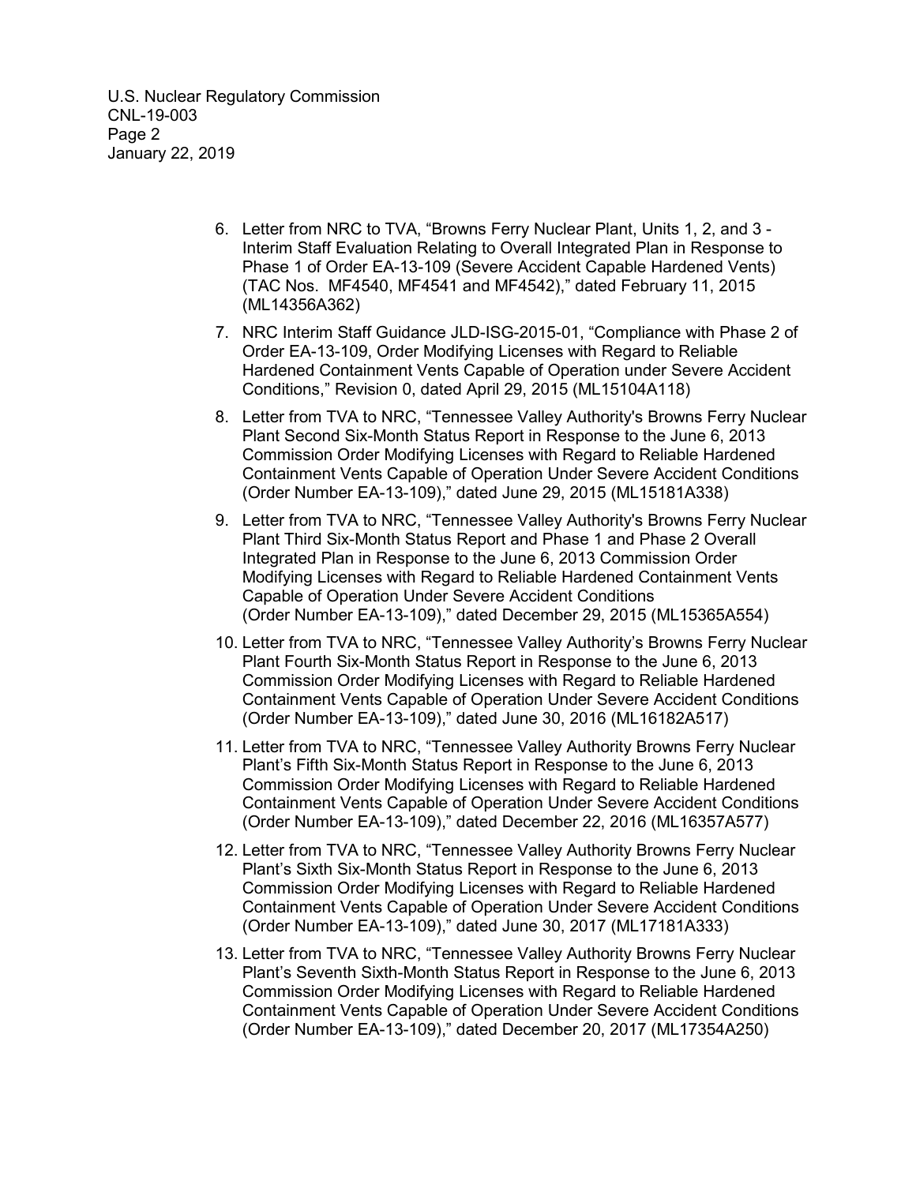6. Letter from NRC to TVA, "Browns Ferry Nuclear Plant, Units 1, 2, and 3 - Interim Staff Evaluation Relating to Overall Integrated Plan in Response to Phase 1 of Order EA-13-109 (Severe Accident Capable Hardened Vents) (TAC Nos. MF4540, MF4541 and MF4542)," dated February 11, 2015 (ML14356A362)

7. NRC Interim Staff Guidance JLD-ISG-2015-01, "Compliance with Phase 2 of Order EA-13-109, Order Modifying Licenses with Regard to Reliable Hardened Containment Vents Capable of Operation under Severe Accident Conditions," Revision 0, dated April 29, 2015 (ML15104A118)

8. Letter from TVA to NRC, "Tennessee Valley Authority's Browns Ferry Nuclear Plant Second Six-Month Status Report in Response to the June 6, 2013 Commission Order Modifying Licenses with Regard to Reliable Hardened Containment Vents Capable of Operation Under Severe Accident Conditions (Order Number EA-13-109)," dated June 29, 2015 (ML15181A338)

9. Letter from TVA to NRC, "Tennessee Valley Authority's Browns Ferry Nuclear Plant Third Six-Month Status Report and Phase 1 and Phase 2 Overall Integrated Plan in Response to the June 6, 2013 Commission Order Modifying Licenses with Regard to Reliable Hardened Containment Vents Capable of Operation Under Severe Accident Conditions (Order Number EA-13-109)," dated December 29, 2015 (ML15365A554)

10. Letter from TVA to NRC, "Tennessee Valley Authority's Browns Ferry Nuclear Plant Fourth Six-Month Status Report in Response to the June 6, 2013 Commission Order Modifying Licenses with Regard to Reliable Hardened Containment Vents Capable of Operation Under Severe Accident Conditions (Order Number EA-13-109)," dated June 30, 2016 (ML16182A517)

11. Letter from TVA to NRC, "Tennessee Valley Authority Browns Ferry Nuclear Plant's Fifth Six-Month Status Report in Response to the June 6, 2013 Commission Order Modifying Licenses with Regard to Reliable Hardened Containment Vents Capable of Operation Under Severe Accident Conditions (Order Number EA-13-109)," dated December 22, 2016 (ML16357A577)

12. Letter from TVA to NRC, "Tennessee Valley Authority Browns Ferry Nuclear Plant's Sixth Six-Month Status Report in Response to the June 6, 2013 Commission Order Modifying Licenses with Regard to Reliable Hardened Containment Vents Capable of Operation Under Severe Accident Conditions (Order Number EA-13-109)," dated June 30, 2017 (ML17181A333)

13. Letter from TVA to NRC, "Tennessee Valley Authority Browns Ferry Nuclear Plant's Seventh Sixth-Month Status Report in Response to the June 6, 2013 Commission Order Modifying Licenses with Regard to Reliable Hardened Containment Vents Capable of Operation Under Severe Accident Conditions (Order Number EA-13-109)," dated December 20, 2017 (ML17354A250)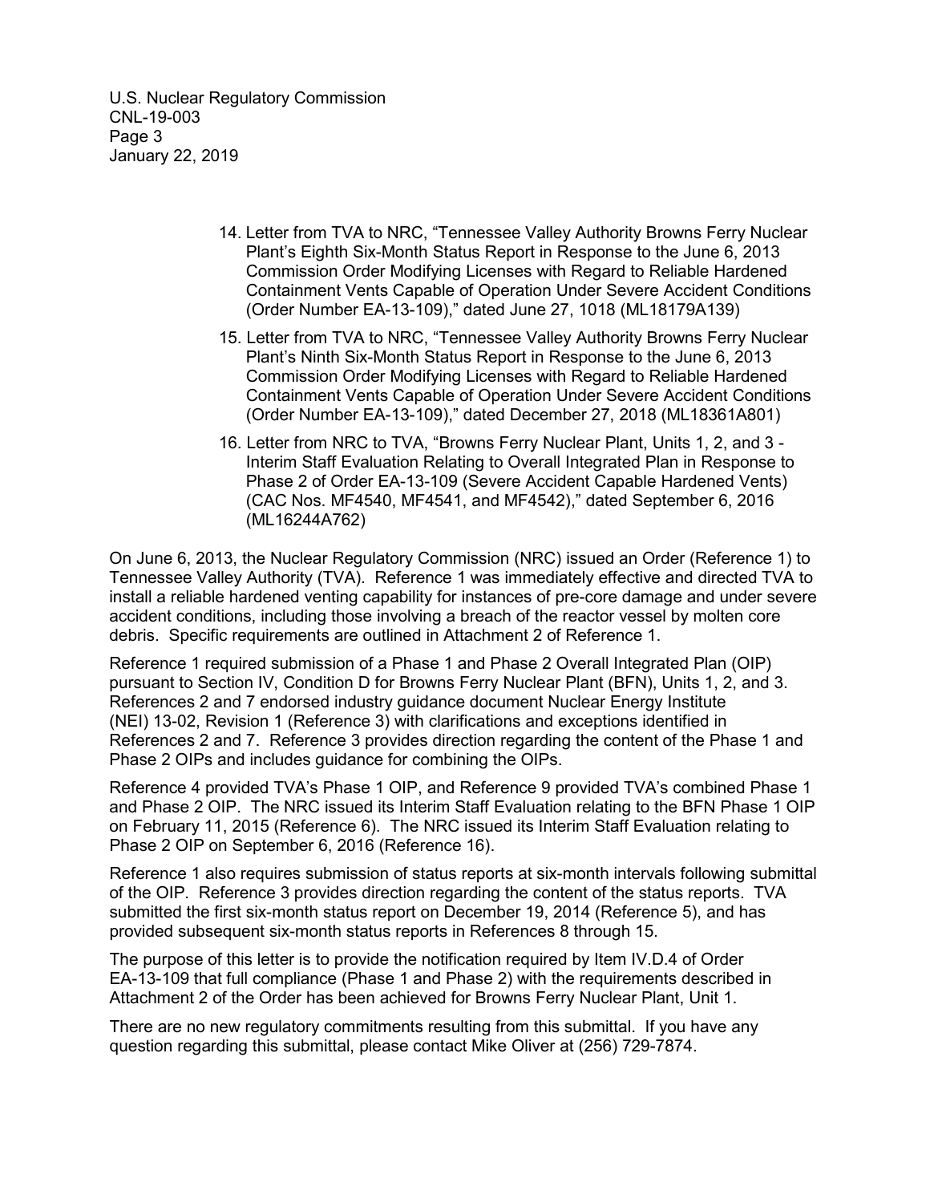14. Letter from TVA to NRC, "Tennessee Valley Authority Browns Ferry Nuclear Plant's Eighth Six-Month Status Report in Response to the June 6, 2013 Commission Order Modifying Licenses with Regard to Reliable Hardened Containment Vents Capable of Operation Under Severe Accident Conditions (Order Number EA-13-109)," dated June 27, 1018 (ML18179A139)

15. Letter from TVA to NRC, "Tennessee Valley Authority Browns Ferry Nuclear Plant's Ninth Six-Month Status Report in Response to the June 6, 2013 Commission Order Modifying Licenses with Regard to Reliable Hardened Containment Vents Capable of Operation Under Severe Accident Conditions (Order Number EA-13-109)," dated December 27, 2018 (ML18361A801)

16. Letter from NRC to TVA, "Browns Ferry Nuclear Plant, Units 1, 2, and 3 - Interim Staff Evaluation Relating to Overall Integrated Plan in Response to Phase 2 of Order EA-13-109 (Severe Accident Capable Hardened Vents) (CAC Nos. MF4540, MF4541, and MF4542)," dated September 6, 2016 (ML16244A762)

On June 6, 2013, the Nuclear Regulatory Commission (NRC) issued an Order (Reference 1) to Tennessee Valley Authority (TVA). Reference 1 was immediately effective and directed TVA to install a reliable hardened venting capability for instances of pre-core damage and under severe accident conditions, including those involving a breach of the reactor vessel by molten core debris. Specific requirements are outlined in Attachment 2 of Reference 1.

Reference 1 required submission of a Phase 1 and Phase 2 Overall Integrated Plan (OIP) pursuant to Section IV, Condition D for Browns Ferry Nuclear Plant (BFN), Units 1, 2, and 3. References 2 and 7 endorsed industry guidance document Nuclear Energy Institute (NEI) 13-02, Revision 1 (Reference 3) with clarifications and exceptions identified in References 2 and 7. Reference 3 provides direction regarding the content of the Phase 1 and Phase 2 OIPs and includes guidance for combining the OIPs.

Reference 4 provided TVA's Phase 1 OIP, and Reference 9 provided TVA's combined Phase 1 and Phase 2 OIP. The NRC issued its Interim Staff Evaluation relating to the BFN Phase 1 OIP on February 11, 2015 (Reference 6). The NRC issued its Interim Staff Evaluation relating to Phase 2 OIP on September 6, 2016 (Reference 16).

Reference 1 also requires submission of status reports at six-month intervals following submittal of the OIP. Reference 3 provides direction regarding the content of the status reports. TVA submitted the first six-month status report on December 19, 2014 (Reference 5), and has provided subsequent six-month status reports in References 8 through 15.

The purpose of this letter is to provide the notification required by Item IV.D.4 of Order EA-13-109 that full compliance (Phase 1 and Phase 2) with the requirements described in Attachment 2 of the Order has been achieved for Browns Ferry Nuclear Plant, Unit 1.

There are no new regulatory commitments resulting from this submittal. If you have any question regarding this submittal, please contact Mike Oliver at (256) 729-7874.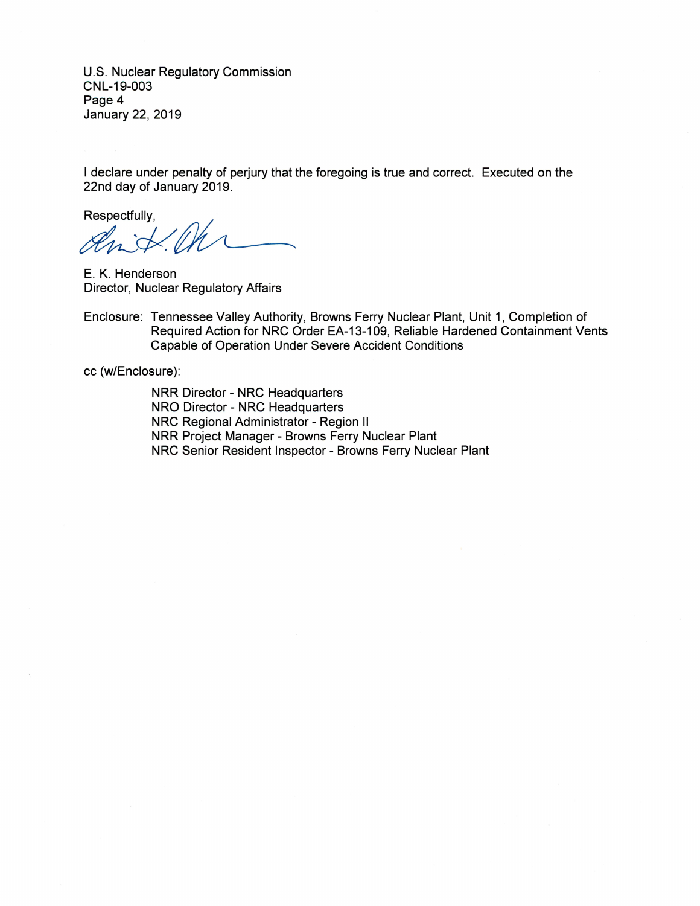U.S. Nuclear Regulatory Commission
CNL-19-003
Page 4
January 22, 2019

I declare under penalty of perjury that the foregoing is true and correct. Executed on the 22nd day of January 2019.

Respectfully,

E. K. Henderson
Director, Nuclear Regulatory Affairs

Enclosure: Tennessee Valley Authority, Browns Ferry Nuclear Plant, Unit 1, Completion of Required Action for NRC Order EA-13-109, Reliable Hardened Containment Vents Capable of Operation Under Severe Accident Conditions

cc (w/Enclosure):

NRR Director - NRC Headquarters
NRO Director - NRC Headquarters
NRC Regional Administrator - Region II
NRR Project Manager - Browns Ferry Nuclear Plant
NRC Senior Resident Inspector - Browns Ferry Nuclear Plant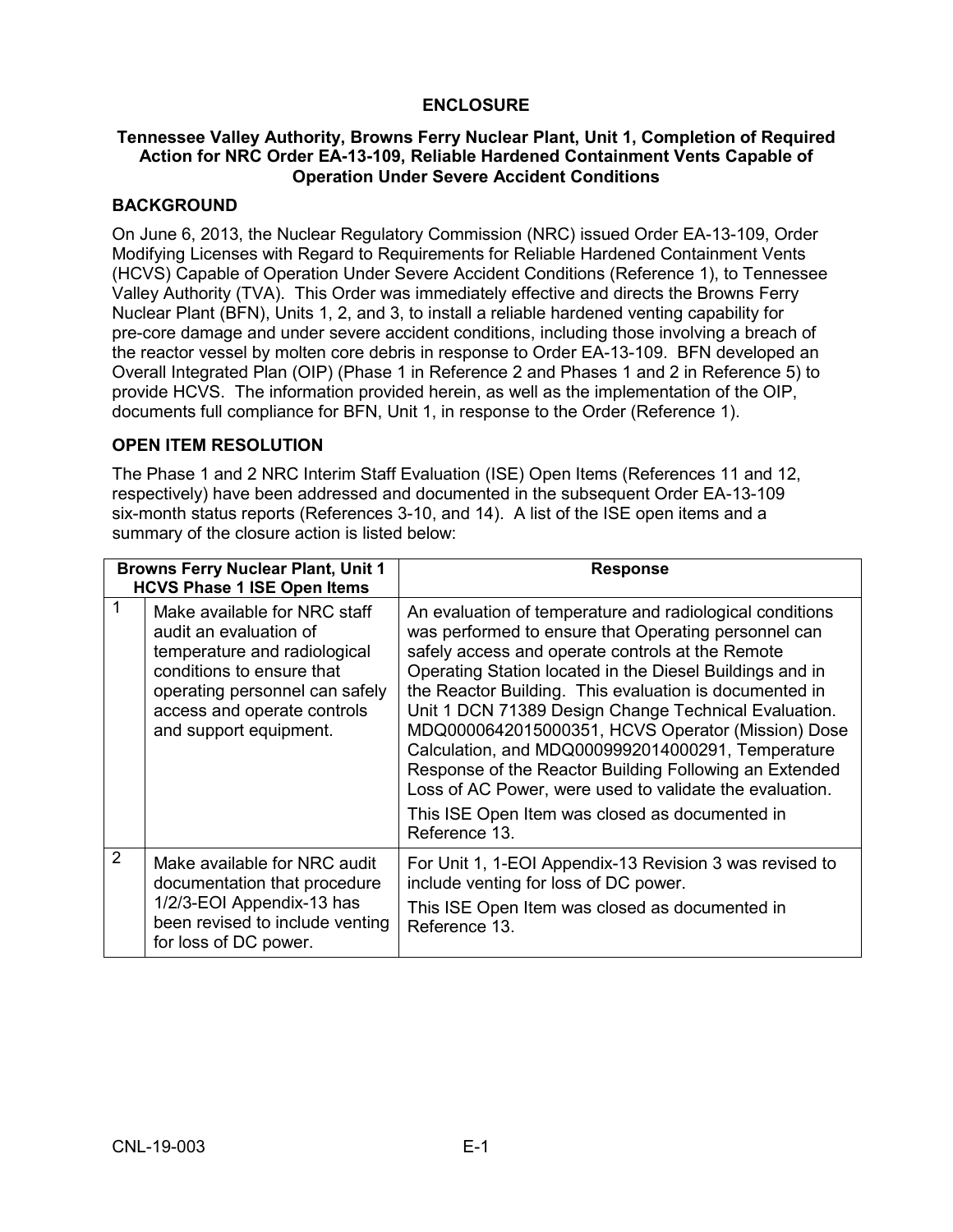## ENCLOSURE

### Tennessee Valley Authority, Browns Ferry Nuclear Plant, Unit 1, Completion of Required Action for NRC Order EA-13-109, Reliable Hardened Containment Vents Capable of Operation Under Severe Accident Conditions

### BACKGROUND

On June 6, 2013, the Nuclear Regulatory Commission (NRC) issued Order EA-13-109, Order Modifying Licenses with Regard to Requirements for Reliable Hardened Containment Vents (HCVS) Capable of Operation Under Severe Accident Conditions (Reference 1), to Tennessee Valley Authority (TVA). This Order was immediately effective and directs the Browns Ferry Nuclear Plant (BFN), Units 1, 2, and 3, to install a reliable hardened venting capability for pre-core damage and under severe accident conditions, including those involving a breach of the reactor vessel by molten core debris in response to Order EA-13-109. BFN developed an Overall Integrated Plan (OIP) (Phase 1 in Reference 2 and Phases 1 and 2 in Reference 5) to provide HCVS. The information provided herein, as well as the implementation of the OIP, documents full compliance for BFN, Unit 1, in response to the Order (Reference 1).

### OPEN ITEM RESOLUTION

The Phase 1 and 2 NRC Interim Staff Evaluation (ISE) Open Items (References 11 and 12, respectively) have been addressed and documented in the subsequent Order EA-13-109 six-month status reports (References 3-10, and 14). A list of the ISE open items and a summary of the closure action is listed below:

| Browns Ferry Nuclear Plant, Unit 1 HCVS Phase 1 ISE Open Items | | Response |
|---|---|---|
| 1 | Make available for NRC staff audit an evaluation of temperature and radiological conditions to ensure that operating personnel can safely access and operate controls and support equipment. | An evaluation of temperature and radiological conditions was performed to ensure that Operating personnel can safely access and operate controls at the Remote Operating Station located in the Diesel Buildings and in the Reactor Building. This evaluation is documented in Unit 1 DCN 71389 Design Change Technical Evaluation. MDQ000642015000351, HCVS Operator (Mission) Dose Calculation, and MDQ0009992014000291, Temperature Response of the Reactor Building Following an Extended Loss of AC Power, were used to validate the evaluation.<br><br>This ISE Open Item was closed as documented in Reference 13. |
| 2 | Make available for NRC audit documentation that procedure 1/2/3-EOI Appendix-13 has been revised to include venting for loss of DC power. | For Unit 1, 1-EOI Appendix-13 Revision 3 was revised to include venting for loss of DC power.<br><br>This ISE Open Item was closed as documented in Reference 13. |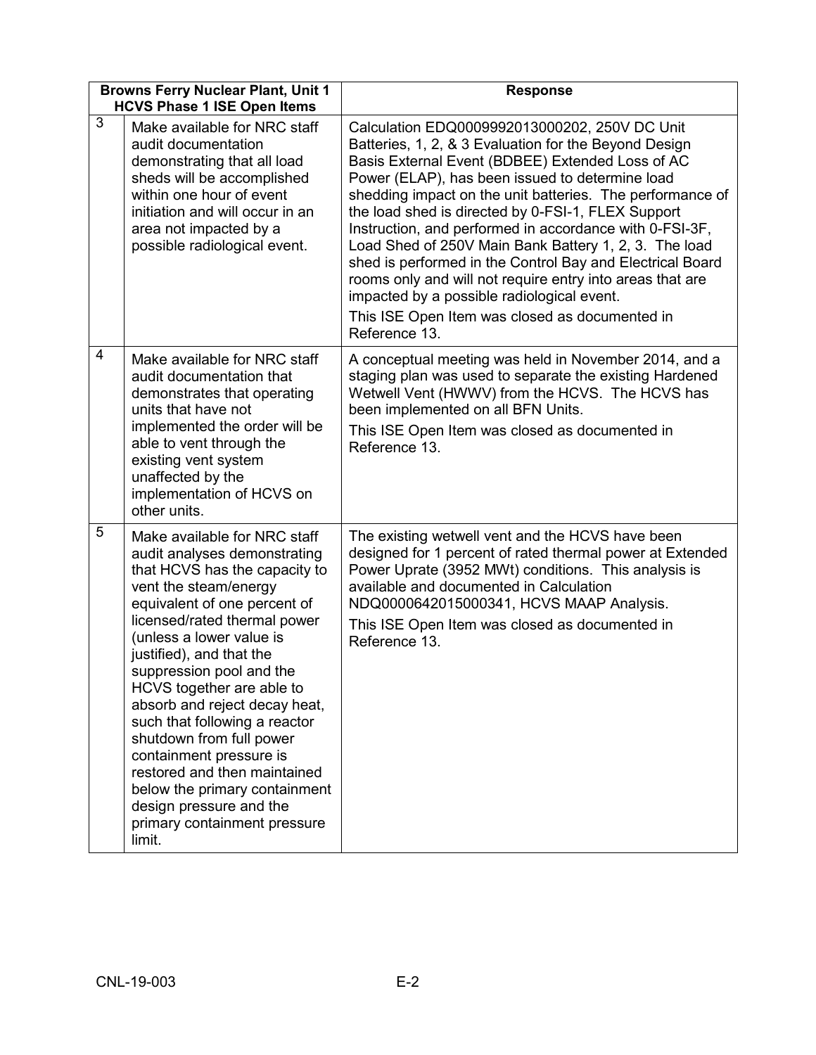| | Browns Ferry Nuclear Plant, Unit 1 HCVS Phase 1 ISE Open Items | Response |
|---|---|---|
| 3 | Make available for NRC staff audit documentation demonstrating that all load sheds will be accomplished within one hour of event initiation and will occur in an area not impacted by a possible radiological event. | Calculation EDQ0009992013000202, 250V DC Unit Batteries, 1, 2, & 3 Evaluation for the Beyond Design Basis External Event (BDBEE) Extended Loss of AC Power (ELAP), has been issued to determine load shedding impact on the unit batteries. The performance of the load shed is directed by 0-FSI-1, FLEX Support Instruction, and performed in accordance with 0-FSI-3F, Load Shed of 250V Main Bank Battery 1, 2, 3. The load shed is performed in the Control Bay and Electrical Board rooms only and will not require entry into areas that are impacted by a possible radiological event.<br>This ISE Open Item was closed as documented in Reference 13. |
| 4 | Make available for NRC staff audit documentation that demonstrates that operating units that have not implemented the order will be able to vent through the existing vent system unaffected by the implementation of HCVS on other units. | A conceptual meeting was held in November 2014, and a staging plan was used to separate the existing Hardened Wetwell Vent (HWWV) from the HCVS. The HCVS has been implemented on all BFN Units.<br>This ISE Open Item was closed as documented in Reference 13. |
| 5 | Make available for NRC staff audit analyses demonstrating that HCVS has the capacity to vent the steam/energy equivalent of one percent of licensed/rated thermal power (unless a lower value is justified), and that the suppression pool and the HCVS together are able to absorb and reject decay heat, such that following a reactor shutdown from full power containment pressure is restored and then maintained below the primary containment design pressure and the primary containment pressure limit. | The existing wetwell vent and the HCVS have been designed for 1 percent of rated thermal power at Extended Power Uprate (3952 MWt) conditions. This analysis is available and documented in Calculation NDQ0000642015000341, HCVS MAAP Analysis.<br>This ISE Open Item was closed as documented in Reference 13. |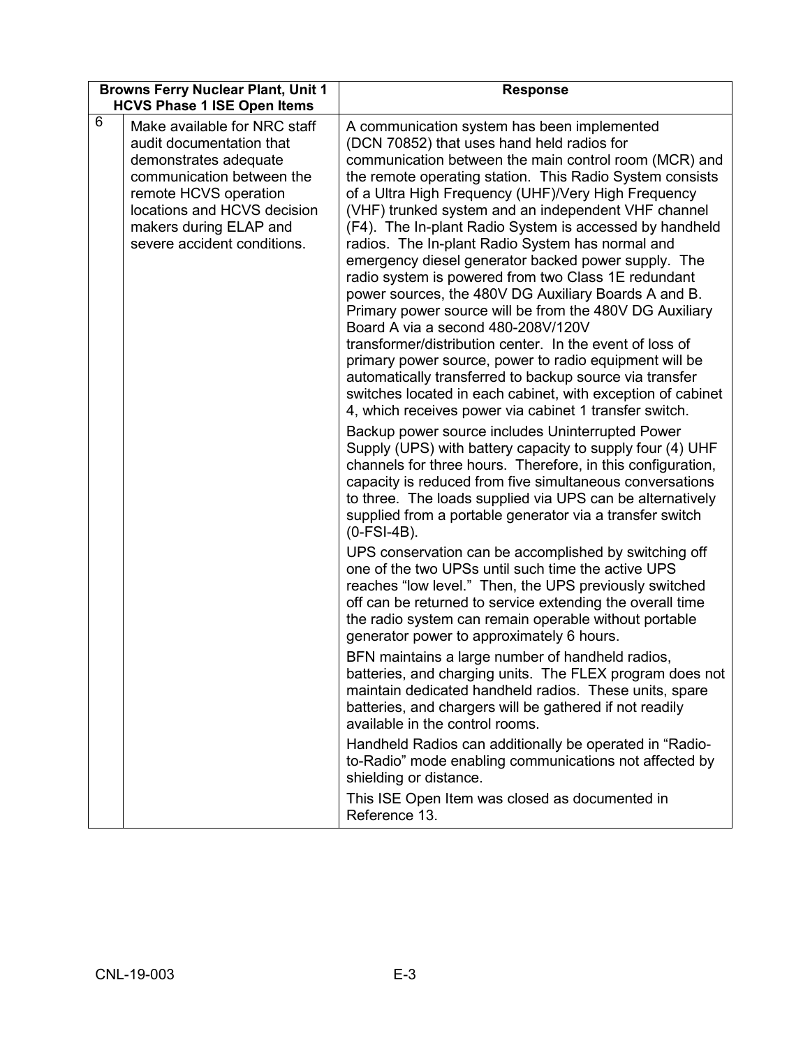| | Browns Ferry Nuclear Plant, Unit 1 HCVS Phase 1 ISE Open Items | Response |
|---|---|---|
| 6 | Make available for NRC staff audit documentation that demonstrates adequate communication between the remote HCVS operation locations and HCVS decision makers during ELAP and severe accident conditions. | A communication system has been implemented (DCN 70852) that uses hand held radios for communication between the main control room (MCR) and the remote operating station. This Radio System consists of a Ultra High Frequency (UHF)/Very High Frequency (VHF) trunked system and an independent VHF channel (F4). The In-plant Radio System is accessed by handheld radios. The In-plant Radio System has normal and emergency diesel generator backed power supply. The radio system is powered from two Class 1E redundant power sources, the 480V DG Auxiliary Boards A and B. Primary power source will be from the 480V DG Auxiliary Board A via a second 480-208V/120V transformer/distribution center. In the event of loss of primary power source, power to radio equipment will be automatically transferred to backup source via transfer switches located in each cabinet, with exception of cabinet 4, which receives power via cabinet 1 transfer switch.<br><br>Backup power source includes Uninterrupted Power Supply (UPS) with battery capacity to supply four (4) UHF channels for three hours. Therefore, in this configuration, capacity is reduced from five simultaneous conversations to three. The loads supplied via UPS can be alternatively supplied from a portable generator via a transfer switch (0-FSI-4B).<br><br>UPS conservation can be accomplished by switching off one of the two UPSs until such time the active UPS reaches "low level." Then, the UPS previously switched off can be returned to service extending the overall time the radio system can remain operable without portable generator power to approximately 6 hours.<br><br>BFN maintains a large number of handheld radios, batteries, and charging units. The FLEX program does not maintain dedicated handheld radios. These units, spare batteries, and chargers will be gathered if not readily available in the control rooms.<br><br>Handheld Radios can additionally be operated in "Radio-to-Radio" mode enabling communications not affected by shielding or distance.<br><br>This ISE Open Item was closed as documented in Reference 13. |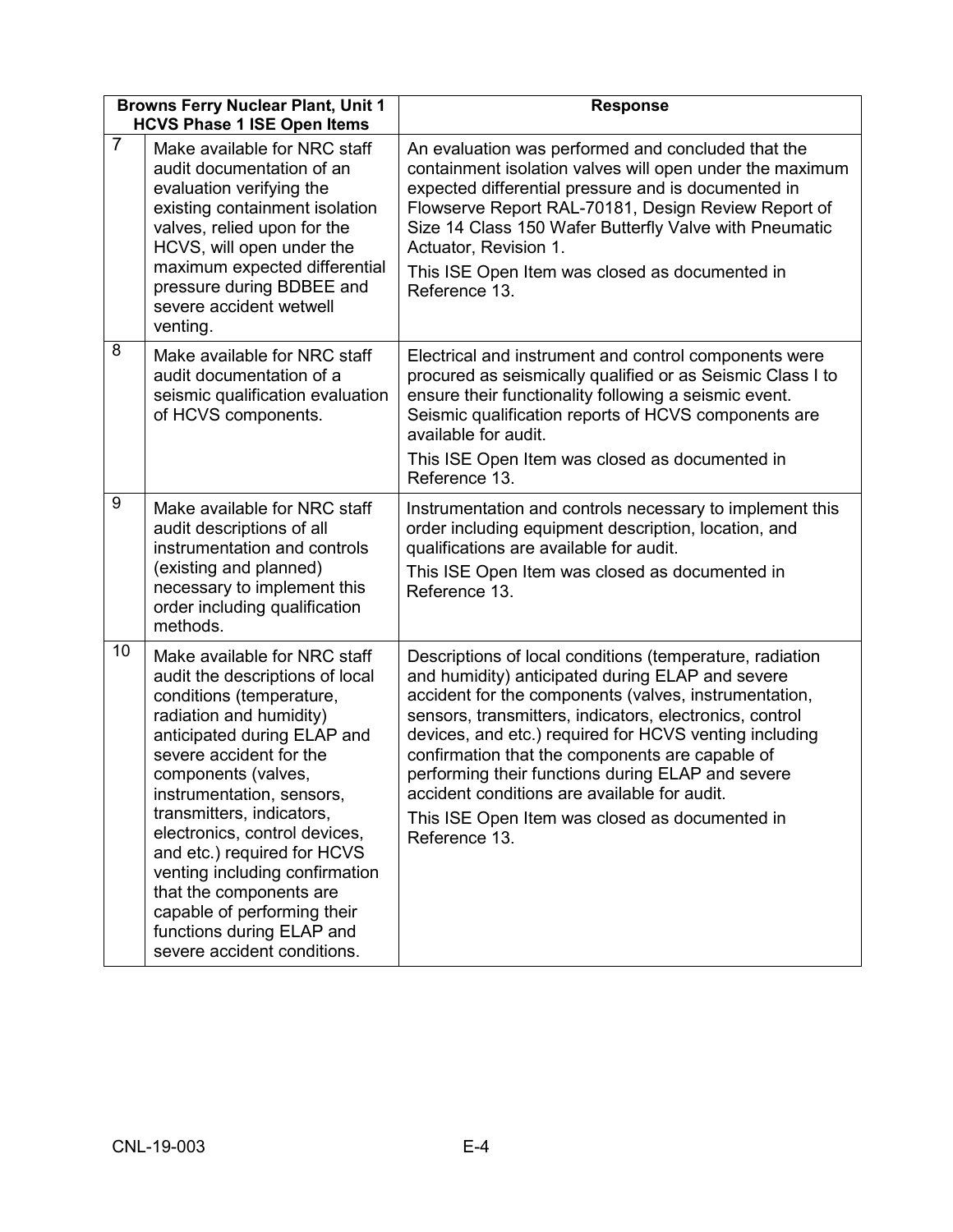| | Browns Ferry Nuclear Plant, Unit 1 HCVS Phase 1 ISE Open Items | Response |
|---|---|---|
| 7 | Make available for NRC staff audit documentation of an evaluation verifying the existing containment isolation valves, relied upon for the HCVS, will open under the maximum expected differential pressure during BDBEE and severe accident wetwell venting. | An evaluation was performed and concluded that the containment isolation valves will open under the maximum expected differential pressure and is documented in Flowserve Report RAL-70181, Design Review Report of Size 14 Class 150 Wafer Butterfly Valve with Pneumatic Actuator, Revision 1.<br>This ISE Open Item was closed as documented in Reference 13. |
| 8 | Make available for NRC staff audit documentation of a seismic qualification evaluation of HCVS components. | Electrical and instrument and control components were procured as seismically qualified or as Seismic Class I to ensure their functionality following a seismic event. Seismic qualification reports of HCVS components are available for audit.<br>This ISE Open Item was closed as documented in Reference 13. |
| 9 | Make available for NRC staff audit descriptions of all instrumentation and controls (existing and planned) necessary to implement this order including qualification methods. | Instrumentation and controls necessary to implement this order including equipment description, location, and qualifications are available for audit.<br>This ISE Open Item was closed as documented in Reference 13. |
| 10 | Make available for NRC staff audit the descriptions of local conditions (temperature, radiation and humidity) anticipated during ELAP and severe accident for the components (valves, instrumentation, sensors, transmitters, indicators, electronics, control devices, and etc.) required for HCVS venting including confirmation that the components are capable of performing their functions during ELAP and severe accident conditions. | Descriptions of local conditions (temperature, radiation and humidity) anticipated during ELAP and severe accident for the components (valves, instrumentation, sensors, transmitters, indicators, electronics, control devices, and etc.) required for HCVS venting including confirmation that the components are capable of performing their functions during ELAP and severe accident conditions are available for audit.<br>This ISE Open Item was closed as documented in Reference 13. |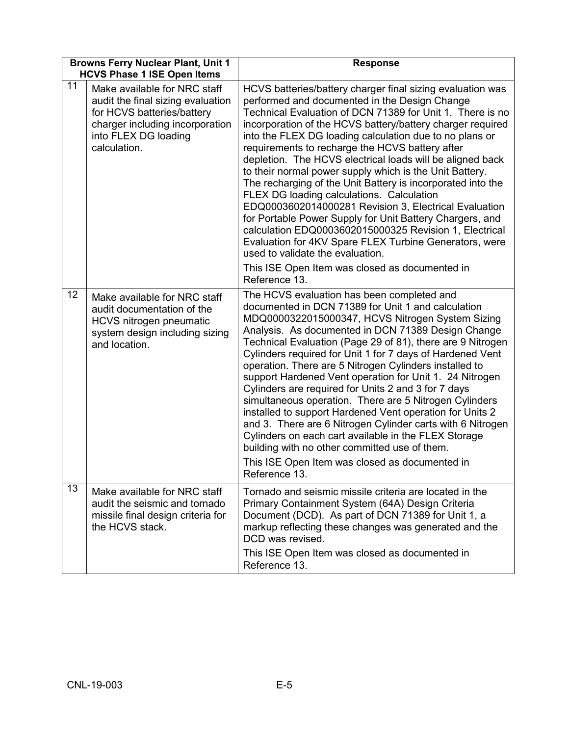| Browns Ferry Nuclear Plant, Unit 1 HCVS Phase 1 ISE Open Items | | Response |
|---|---|---|
| 11 | Make available for NRC staff audit the final sizing evaluation for HCVS batteries/battery charger including incorporation into FLEX DG loading calculation. | HCVS batteries/battery charger final sizing evaluation was performed and documented in the Design Change Technical Evaluation of DCN 71389 for Unit 1. There is no incorporation of the HCVS battery/battery charger required into the FLEX DG loading calculation due to no plans or requirements to recharge the HCVS battery after depletion. The HCVS electrical loads will be aligned back to their normal power supply which is the Unit Battery. The recharging of the Unit Battery is incorporated into the FLEX DG loading calculations. Calculation EDQ0003602014000281 Revision 3, Electrical Evaluation for Portable Power Supply for Unit Battery Chargers, and calculation EDQ0003602015000325 Revision 1, Electrical Evaluation for 4KV Spare FLEX Turbine Generators, were used to validate the evaluation.<br><br>This ISE Open Item was closed as documented in Reference 13. |
| 12 | Make available for NRC staff audit documentation of the HCVS nitrogen pneumatic system design including sizing and location. | The HCVS evaluation has been completed and documented in DCN 71389 for Unit 1 and calculation MDQ0000322015000347, HCVS Nitrogen System Sizing Analysis. As documented in DCN 71389 Design Change Technical Evaluation (Page 29 of 81), there are 9 Nitrogen Cylinders required for Unit 1 for 7 days of Hardened Vent operation. There are 5 Nitrogen Cylinders installed to support Hardened Vent operation for Unit 1. 24 Nitrogen Cylinders are required for Units 2 and 3 for 7 days simultaneous operation. There are 5 Nitrogen Cylinders installed to support Hardened Vent operation for Units 2 and 3. There are 6 Nitrogen Cylinder carts with 6 Nitrogen Cylinders on each cart available in the FLEX Storage building with no other committed use of them.<br><br>This ISE Open Item was closed as documented in Reference 13. |
| 13 | Make available for NRC staff audit the seismic and tornado missile final design criteria for the HCVS stack. | Tornado and seismic missile criteria are located in the Primary Containment System (64A) Design Criteria Document (DCD). As part of DCN 71389 for Unit 1, a markup reflecting these changes was generated and the DCD was revised.<br><br>This ISE Open Item was closed as documented in Reference 13. |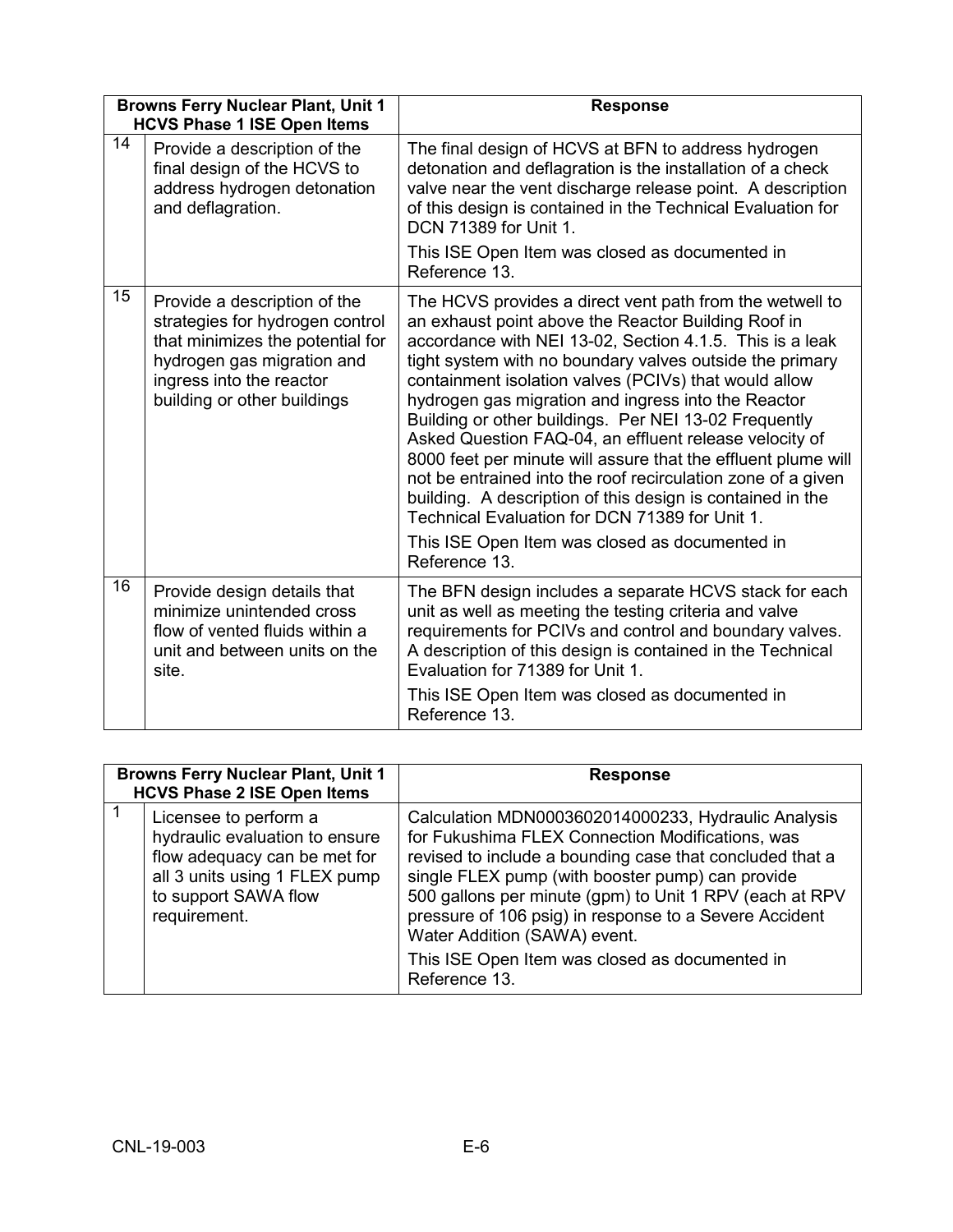| Browns Ferry Nuclear Plant, Unit 1 HCVS Phase 1 ISE Open Items | | Response |
|---|---|---|
| 14 | Provide a description of the final design of the HCVS to address hydrogen detonation and deflagration. | The final design of HCVS at BFN to address hydrogen detonation and deflagration is the installation of a check valve near the vent discharge release point. A description of this design is contained in the Technical Evaluation for DCN 71389 for Unit 1.<br><br>This ISE Open Item was closed as documented in Reference 13. |
| 15 | Provide a description of the strategies for hydrogen control that minimizes the potential for hydrogen gas migration and ingress into the reactor building or other buildings | The HCVS provides a direct vent path from the wetwell to an exhaust point above the Reactor Building Roof in accordance with NEI 13-02, Section 4.1.5. This is a leak tight system with no boundary valves outside the primary containment isolation valves (PCIVs) that would allow hydrogen gas migration and ingress into the Reactor Building or other buildings. Per NEI 13-02 Frequently Asked Question FAQ-04, an effluent release velocity of 8000 feet per minute will assure that the effluent plume will not be entrained into the roof recirculation zone of a given building. A description of this design is contained in the Technical Evaluation for DCN 71389 for Unit 1.<br><br>This ISE Open Item was closed as documented in Reference 13. |
| 16 | Provide design details that minimize unintended cross flow of vented fluids within a unit and between units on the site. | The BFN design includes a separate HCVS stack for each unit as well as meeting the testing criteria and valve requirements for PCIVs and control and boundary valves. A description of this design is contained in the Technical Evaluation for 71389 for Unit 1.<br><br>This ISE Open Item was closed as documented in Reference 13. |

| Browns Ferry Nuclear Plant, Unit 1 HCVS Phase 2 ISE Open Items | | Response |
|---|---|---|
| 1 | Licensee to perform a hydraulic evaluation to ensure flow adequacy can be met for all 3 units using 1 FLEX pump to support SAWA flow requirement. | Calculation MDN0003602014000233, Hydraulic Analysis for Fukushima FLEX Connection Modifications, was revised to include a bounding case that concluded that a single FLEX pump (with booster pump) can provide 500 gallons per minute (gpm) to Unit 1 RPV (each at RPV pressure of 106 psig) in response to a Severe Accident Water Addition (SAWA) event.<br><br>This ISE Open Item was closed as documented in Reference 13. |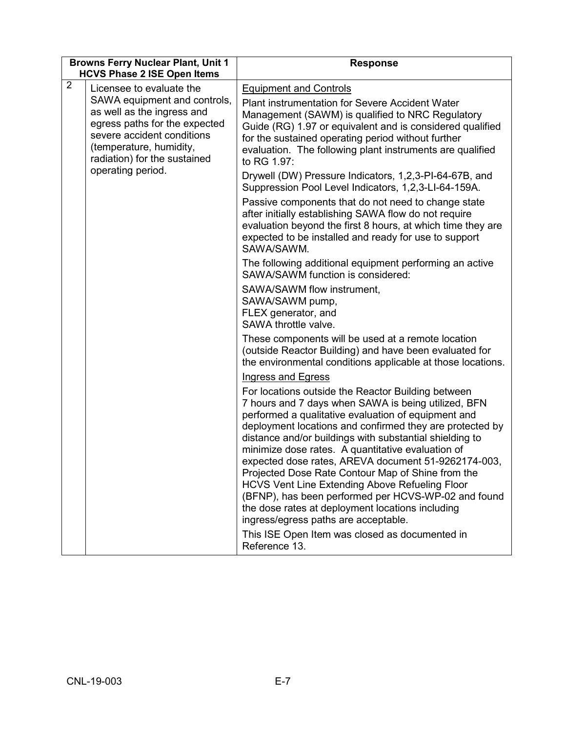| Browns Ferry Nuclear Plant, Unit 1 HCVS Phase 2 ISE Open Items | | Response |
|---|---|---|
| 2 | Licensee to evaluate the SAWA equipment and controls, as well as the ingress and egress paths for the expected severe accident conditions (temperature, humidity, radiation) for the sustained operating period. | <u>Equipment and Controls</u><br><br>Plant instrumentation for Severe Accident Water Management (SAWM) is qualified to NRC Regulatory Guide (RG) 1.97 or equivalent and is considered qualified for the sustained operating period without further evaluation. The following plant instruments are qualified to RG 1.97:<br><br>Drywell (DW) Pressure Indicators, 1,2,3-PI-64-67B, and Suppression Pool Level Indicators, 1,2,3-LI-64-159A.<br><br>Passive components that do not need to change state after initially establishing SAWA flow do not require evaluation beyond the first 8 hours, at which time they are expected to be installed and ready for use to support SAWA/SAWM.<br><br>The following additional equipment performing an active SAWA/SAWM function is considered:<br><br>SAWA/SAWM flow instrument,<br>SAWA/SAWM pump,<br>FLEX generator, and<br>SAWA throttle valve.<br><br>These components will be used at a remote location (outside Reactor Building) and have been evaluated for the environmental conditions applicable at those locations.<br><br><u>Ingress and Egress</u><br><br>For locations outside the Reactor Building between 7 hours and 7 days when SAWA is being utilized, BFN performed a qualitative evaluation of equipment and deployment locations and confirmed they are protected by distance and/or buildings with substantial shielding to minimize dose rates. A quantitative evaluation of expected dose rates, AREVA document 51-9262174-003, Projected Dose Rate Contour Map of Shine from the HCVS Vent Line Extending Above Refueling Floor (BFNP), has been performed per HCVS-WP-02 and found the dose rates at deployment locations including ingress/egress paths are acceptable.<br><br>This ISE Open Item was closed as documented in Reference 13. |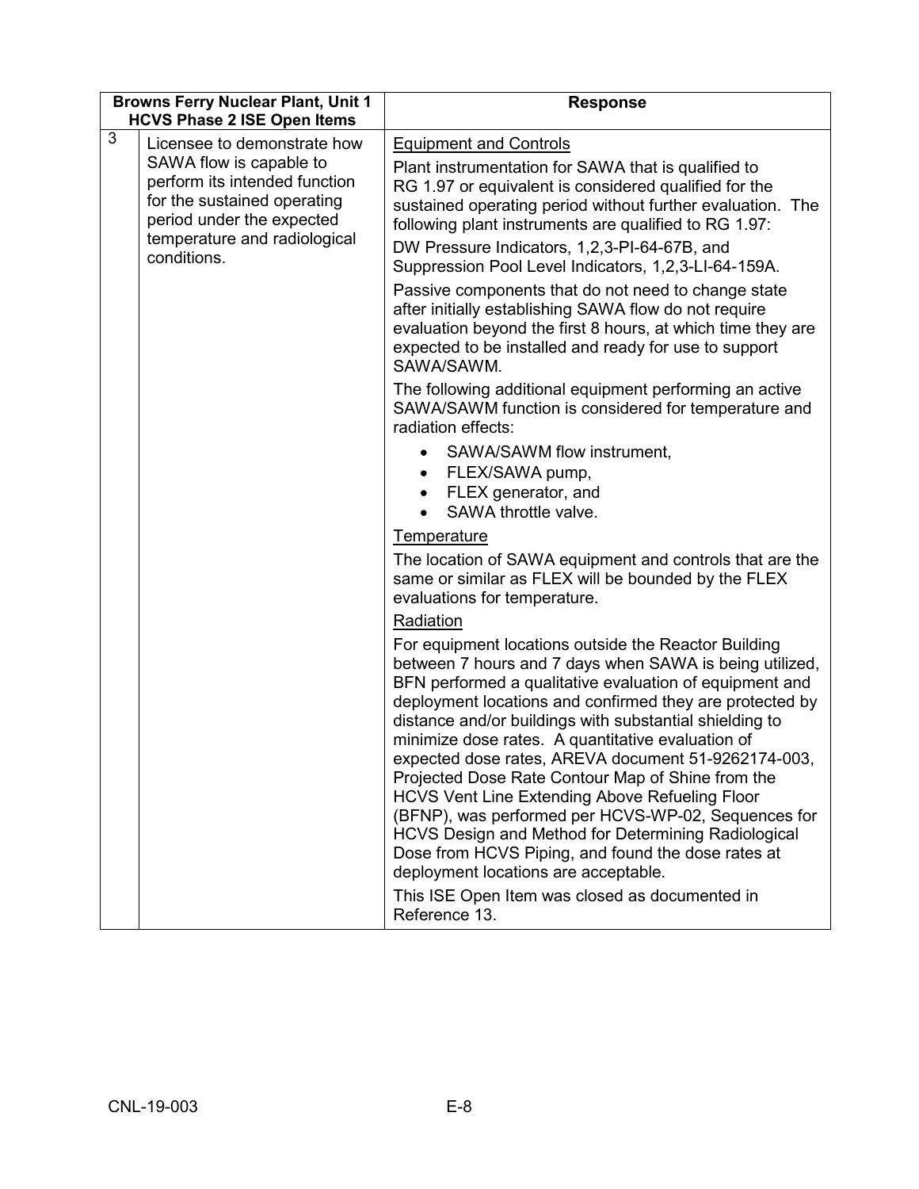| Browns Ferry Nuclear Plant, Unit 1 HCVS Phase 2 ISE Open Items | | Response |
|---|---|---|
| 3 | Licensee to demonstrate how SAWA flow is capable to perform its intended function for the sustained operating period under the expected temperature and radiological conditions. | <u>Equipment and Controls</u><br><br>Plant instrumentation for SAWA that is qualified to RG 1.97 or equivalent is considered qualified for the sustained operating period without further evaluation. The following plant instruments are qualified to RG 1.97:<br><br>DW Pressure Indicators, 1,2,3-PI-64-67B, and Suppression Pool Level Indicators, 1,2,3-LI-64-159A.<br><br>Passive components that do not need to change state after initially establishing SAWA flow do not require evaluation beyond the first 8 hours, at which time they are expected to be installed and ready for use to support SAWA/SAWM.<br><br>The following additional equipment performing an active SAWA/SAWM function is considered for temperature and radiation effects:<br><br>• SAWA/SAWM flow instrument,<br>• FLEX/SAWA pump,<br>• FLEX generator, and<br>• SAWA throttle valve.<br><br><u>Temperature</u><br><br>The location of SAWA equipment and controls that are the same or similar as FLEX will be bounded by the FLEX evaluations for temperature.<br><br><u>Radiation</u><br><br>For equipment locations outside the Reactor Building between 7 hours and 7 days when SAWA is being utilized, BFN performed a qualitative evaluation of equipment and deployment locations and confirmed they are protected by distance and/or buildings with substantial shielding to minimize dose rates. A quantitative evaluation of expected dose rates, AREVA document 51-9262174-003, Projected Dose Rate Contour Map of Shine from the HCVS Vent Line Extending Above Refueling Floor (BFNP), was performed per HCVS-WP-02, Sequences for HCVS Design and Method for Determining Radiological Dose from HCVS Piping, and found the dose rates at deployment locations are acceptable.<br><br>This ISE Open Item was closed as documented in Reference 13. |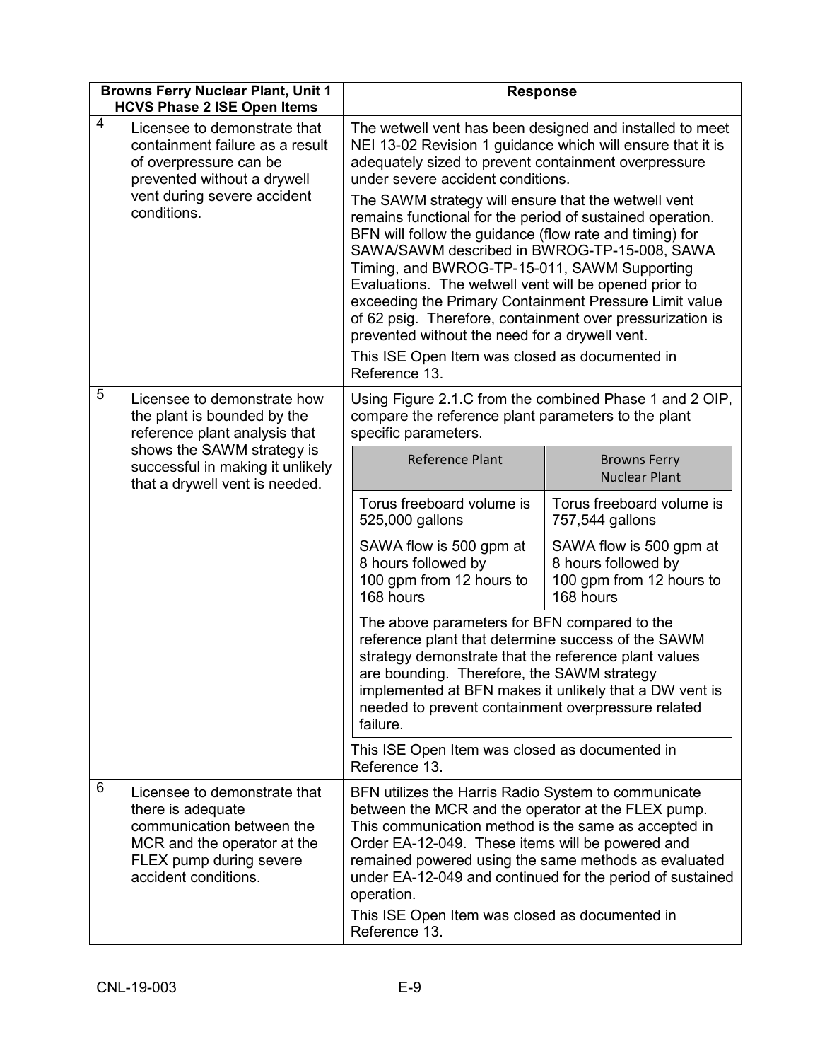| | Browns Ferry Nuclear Plant, Unit 1 HCVS Phase 2 ISE Open Items | Response |
|---|---|---|
| 4 | Licensee to demonstrate that containment failure as a result of overpressure can be prevented without a drywell vent during severe accident conditions. | The wetwell vent has been designed and installed to meet NEI 13-02 Revision 1 guidance which will ensure that it is adequately sized to prevent containment overpressure under severe accident conditions.<br><br>The SAWM strategy will ensure that the wetwell vent remains functional for the period of sustained operation. BFN will follow the guidance (flow rate and timing) for SAWA/SAWM described in BWROG-TP-15-008, SAWA Timing, and BWROG-TP-15-011, SAWM Supporting Evaluations. The wetwell vent will be opened prior to exceeding the Primary Containment Pressure Limit value of 62 psig. Therefore, containment over pressurization is prevented without the need for a drywell vent.<br><br>This ISE Open Item was closed as documented in Reference 13. |
| 5 | Licensee to demonstrate how the plant is bounded by the reference plant analysis that shows the SAWM strategy is successful in making it unlikely that a drywell vent is needed. | Using Figure 2.1.C from the combined Phase 1 and 2 OIP, compare the reference plant parameters to the plant specific parameters.<br><br>**Reference Plant** / **Browns Ferry Nuclear Plant**<br>Torus freeboard volume is 525,000 gallons / Torus freeboard volume is 757,544 gallons<br>SAWA flow is 500 gpm at 8 hours followed by 100 gpm from 12 hours to 168 hours / SAWA flow is 500 gpm at 8 hours followed by 100 gpm from 12 hours to 168 hours<br><br>The above parameters for BFN compared to the reference plant that determine success of the SAWM strategy demonstrate that the reference plant values are bounding. Therefore, the SAWM strategy implemented at BFN makes it unlikely that a DW vent is needed to prevent containment overpressure related failure.<br><br>This ISE Open Item was closed as documented in Reference 13. |
| 6 | Licensee to demonstrate that there is adequate communication between the MCR and the operator at the FLEX pump during severe accident conditions. | BFN utilizes the Harris Radio System to communicate between the MCR and the operator at the FLEX pump. This communication method is the same as accepted in Order EA-12-049. These items will be powered and remained powered using the same methods as evaluated under EA-12-049 and continued for the period of sustained operation.<br><br>This ISE Open Item was closed as documented in Reference 13. |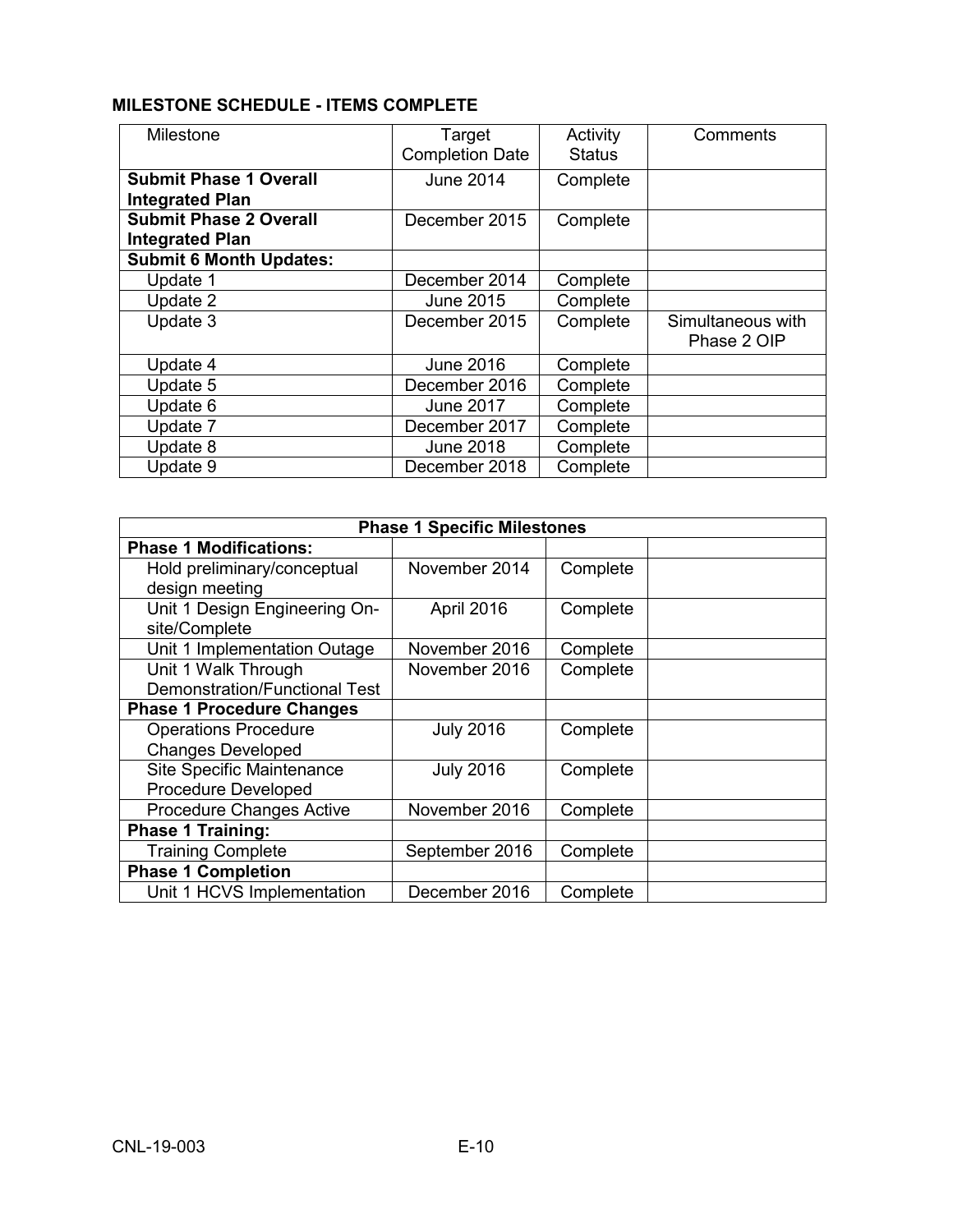**MILESTONE SCHEDULE - ITEMS COMPLETE**

| Milestone | Target Completion Date | Activity Status | Comments |
|---|---|---|---|
| **Submit Phase 1 Overall Integrated Plan** | June 2014 | Complete | |
| **Submit Phase 2 Overall Integrated Plan** | December 2015 | Complete | |
| **Submit 6 Month Updates:** | | | |
| Update 1 | December 2014 | Complete | |
| Update 2 | June 2015 | Complete | |
| Update 3 | December 2015 | Complete | Simultaneous with Phase 2 OIP |
| Update 4 | June 2016 | Complete | |
| Update 5 | December 2016 | Complete | |
| Update 6 | June 2017 | Complete | |
| Update 7 | December 2017 | Complete | |
| Update 8 | June 2018 | Complete | |
| Update 9 | December 2018 | Complete | |

| **Phase 1 Specific Milestones** | | | |
|---|---|---|---|
| **Phase 1 Modifications:** | | | |
| Hold preliminary/conceptual design meeting | November 2014 | Complete | |
| Unit 1 Design Engineering On-site/Complete | April 2016 | Complete | |
| Unit 1 Implementation Outage | November 2016 | Complete | |
| Unit 1 Walk Through Demonstration/Functional Test | November 2016 | Complete | |
| **Phase 1 Procedure Changes** | | | |
| Operations Procedure Changes Developed | July 2016 | Complete | |
| Site Specific Maintenance Procedure Developed | July 2016 | Complete | |
| Procedure Changes Active | November 2016 | Complete | |
| **Phase 1 Training:** | | | |
| Training Complete | September 2016 | Complete | |
| **Phase 1 Completion** | | | |
| Unit 1 HCVS Implementation | December 2016 | Complete | |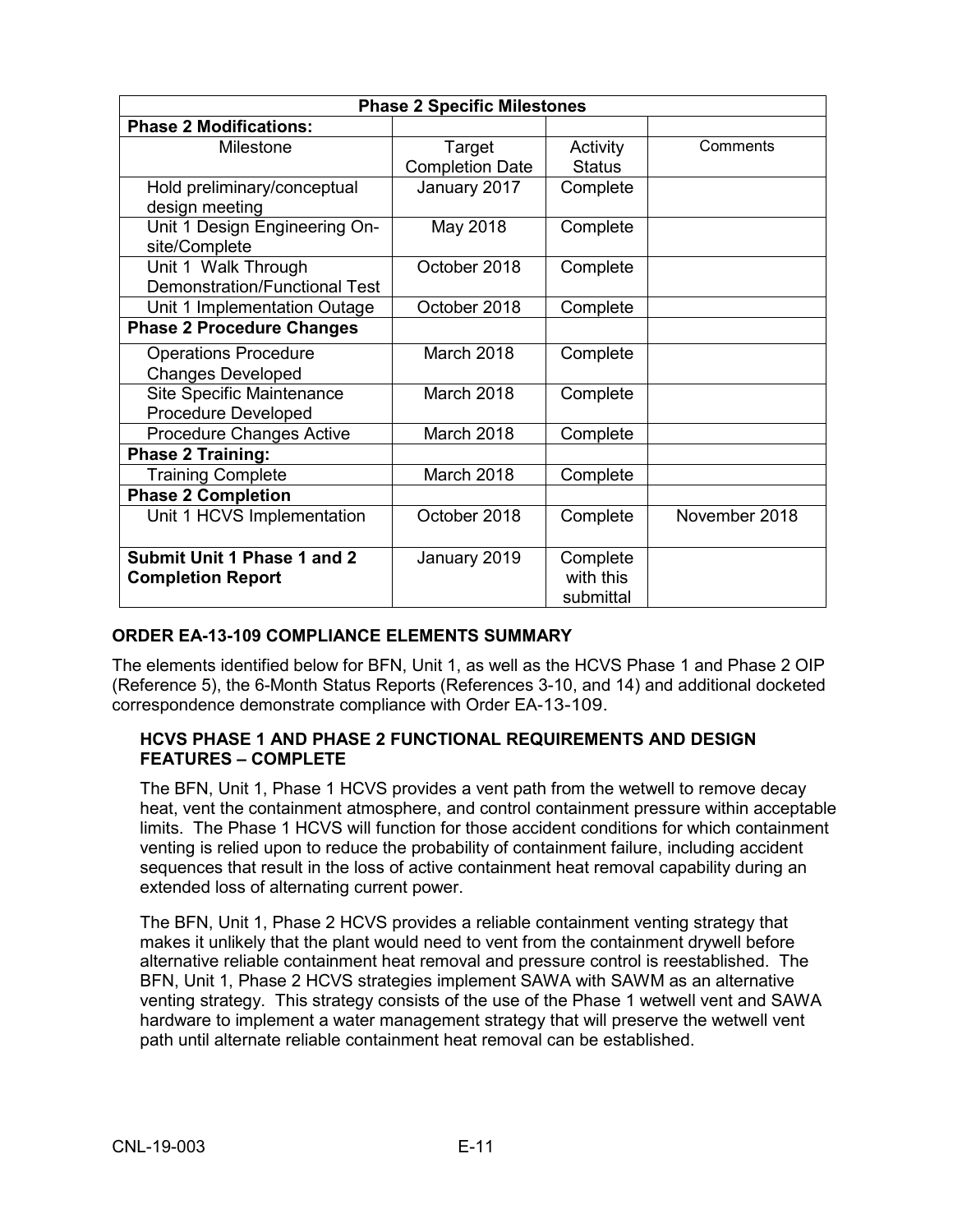| Phase 2 Specific Milestones | | | |
|---|---|---|---|
| **Phase 2 Modifications:** | | | |
| Milestone | Target Completion Date | Activity Status | Comments |
| Hold preliminary/conceptual design meeting | January 2017 | Complete | |
| Unit 1 Design Engineering On-site/Complete | May 2018 | Complete | |
| Unit 1 Walk Through Demonstration/Functional Test | October 2018 | Complete | |
| Unit 1 Implementation Outage | October 2018 | Complete | |
| **Phase 2 Procedure Changes** | | | |
| Operations Procedure Changes Developed | March 2018 | Complete | |
| Site Specific Maintenance Procedure Developed | March 2018 | Complete | |
| Procedure Changes Active | March 2018 | Complete | |
| **Phase 2 Training:** | | | |
| Training Complete | March 2018 | Complete | |
| **Phase 2 Completion** | | | |
| Unit 1 HCVS Implementation | October 2018 | Complete | November 2018 |
| **Submit Unit 1 Phase 1 and 2 Completion Report** | January 2019 | Complete with this submittal | |

## ORDER EA-13-109 COMPLIANCE ELEMENTS SUMMARY

The elements identified below for BFN, Unit 1, as well as the HCVS Phase 1 and Phase 2 OIP (Reference 5), the 6-Month Status Reports (References 3-10, and 14) and additional docketed correspondence demonstrate compliance with Order EA-13-109.

### HCVS PHASE 1 AND PHASE 2 FUNCTIONAL REQUIREMENTS AND DESIGN FEATURES – COMPLETE

The BFN, Unit 1, Phase 1 HCVS provides a vent path from the wetwell to remove decay heat, vent the containment atmosphere, and control containment pressure within acceptable limits. The Phase 1 HCVS will function for those accident conditions for which containment venting is relied upon to reduce the probability of containment failure, including accident sequences that result in the loss of active containment heat removal capability during an extended loss of alternating current power.

The BFN, Unit 1, Phase 2 HCVS provides a reliable containment venting strategy that makes it unlikely that the plant would need to vent from the containment drywell before alternative reliable containment heat removal and pressure control is reestablished. The BFN, Unit 1, Phase 2 HCVS strategies implement SAWA with SAWM as an alternative venting strategy. This strategy consists of the use of the Phase 1 wetwell vent and SAWA hardware to implement a water management strategy that will preserve the wetwell vent path until alternate reliable containment heat removal can be established.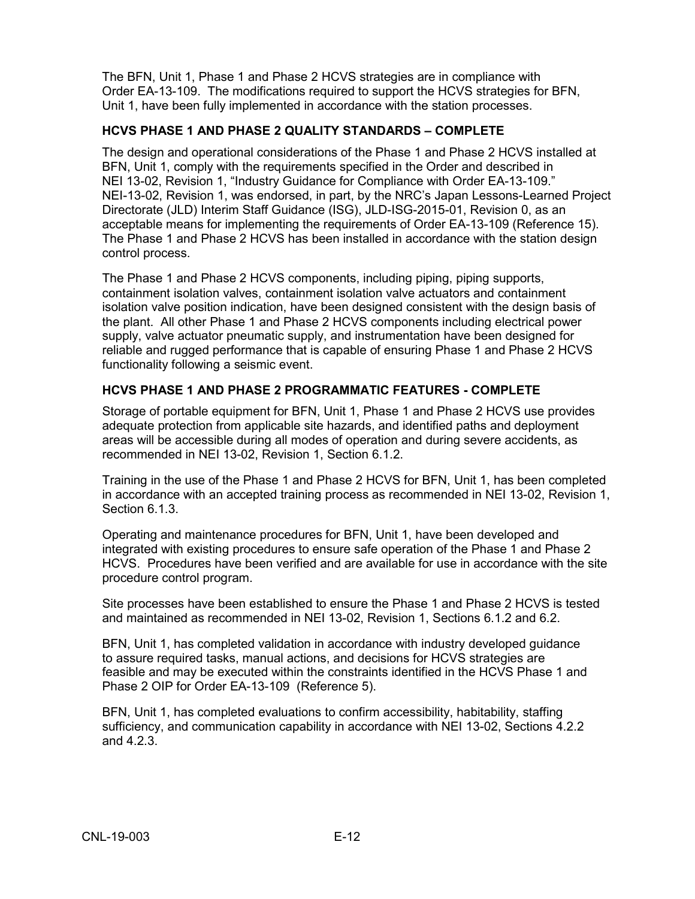The BFN, Unit 1, Phase 1 and Phase 2 HCVS strategies are in compliance with Order EA-13-109. The modifications required to support the HCVS strategies for BFN, Unit 1, have been fully implemented in accordance with the station processes.

### HCVS PHASE 1 AND PHASE 2 QUALITY STANDARDS – COMPLETE

The design and operational considerations of the Phase 1 and Phase 2 HCVS installed at BFN, Unit 1, comply with the requirements specified in the Order and described in NEI 13-02, Revision 1, "Industry Guidance for Compliance with Order EA-13-109." NEI-13-02, Revision 1, was endorsed, in part, by the NRC's Japan Lessons-Learned Project Directorate (JLD) Interim Staff Guidance (ISG), JLD-ISG-2015-01, Revision 0, as an acceptable means for implementing the requirements of Order EA-13-109 (Reference 15). The Phase 1 and Phase 2 HCVS has been installed in accordance with the station design control process.

The Phase 1 and Phase 2 HCVS components, including piping, piping supports, containment isolation valves, containment isolation valve actuators and containment isolation valve position indication, have been designed consistent with the design basis of the plant. All other Phase 1 and Phase 2 HCVS components including electrical power supply, valve actuator pneumatic supply, and instrumentation have been designed for reliable and rugged performance that is capable of ensuring Phase 1 and Phase 2 HCVS functionality following a seismic event.

### HCVS PHASE 1 AND PHASE 2 PROGRAMMATIC FEATURES - COMPLETE

Storage of portable equipment for BFN, Unit 1, Phase 1 and Phase 2 HCVS use provides adequate protection from applicable site hazards, and identified paths and deployment areas will be accessible during all modes of operation and during severe accidents, as recommended in NEI 13-02, Revision 1, Section 6.1.2.

Training in the use of the Phase 1 and Phase 2 HCVS for BFN, Unit 1, has been completed in accordance with an accepted training process as recommended in NEI 13-02, Revision 1, Section 6.1.3.

Operating and maintenance procedures for BFN, Unit 1, have been developed and integrated with existing procedures to ensure safe operation of the Phase 1 and Phase 2 HCVS. Procedures have been verified and are available for use in accordance with the site procedure control program.

Site processes have been established to ensure the Phase 1 and Phase 2 HCVS is tested and maintained as recommended in NEI 13-02, Revision 1, Sections 6.1.2 and 6.2.

BFN, Unit 1, has completed validation in accordance with industry developed guidance to assure required tasks, manual actions, and decisions for HCVS strategies are feasible and may be executed within the constraints identified in the HCVS Phase 1 and Phase 2 OIP for Order EA-13-109 (Reference 5).

BFN, Unit 1, has completed evaluations to confirm accessibility, habitability, staffing sufficiency, and communication capability in accordance with NEI 13-02, Sections 4.2.2 and 4.2.3.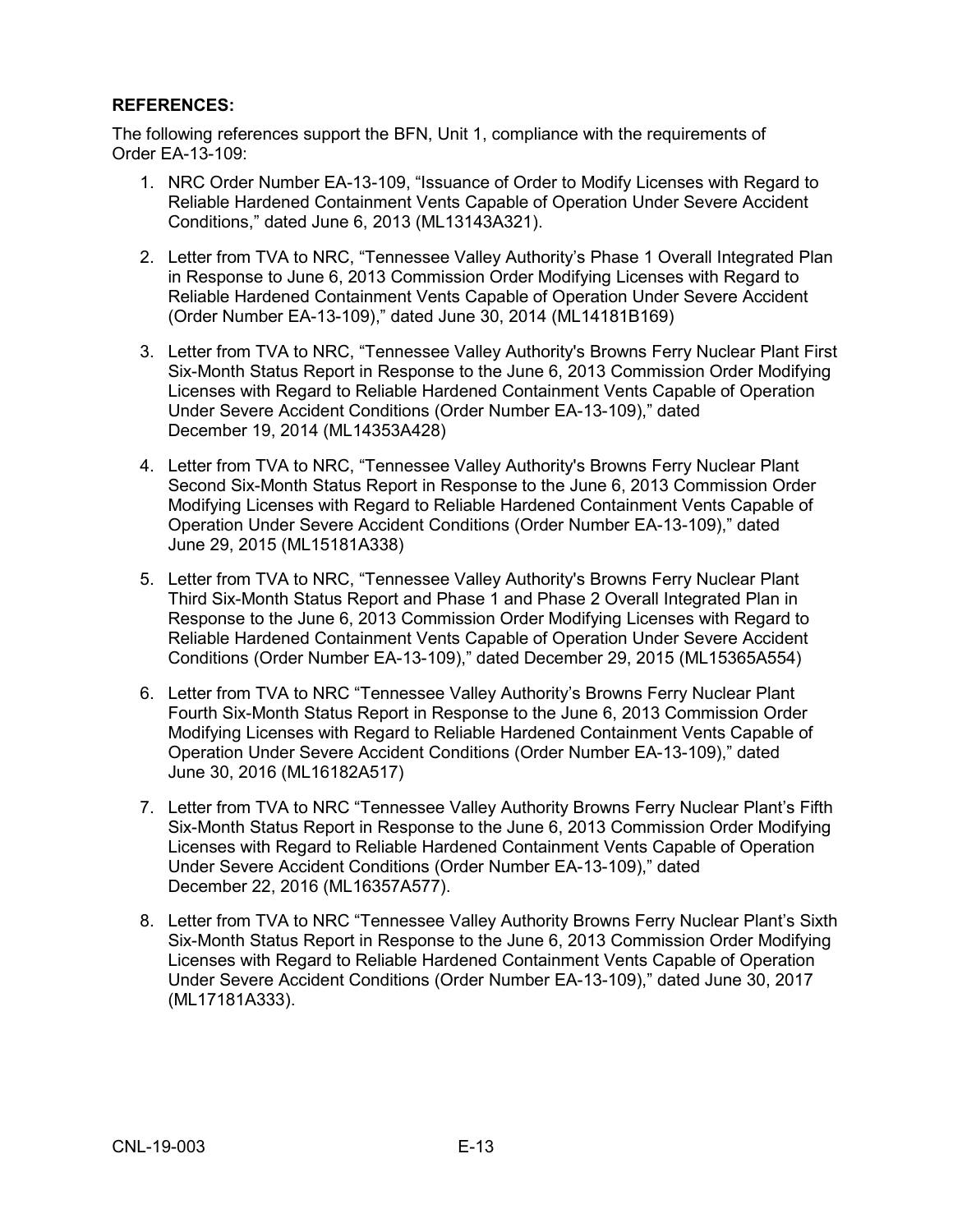**REFERENCES:**

The following references support the BFN, Unit 1, compliance with the requirements of Order EA-13-109:

1. NRC Order Number EA-13-109, "Issuance of Order to Modify Licenses with Regard to Reliable Hardened Containment Vents Capable of Operation Under Severe Accident Conditions," dated June 6, 2013 (ML13143A321).

2. Letter from TVA to NRC, "Tennessee Valley Authority's Phase 1 Overall Integrated Plan in Response to June 6, 2013 Commission Order Modifying Licenses with Regard to Reliable Hardened Containment Vents Capable of Operation Under Severe Accident (Order Number EA-13-109)," dated June 30, 2014 (ML14181B169)

3. Letter from TVA to NRC, "Tennessee Valley Authority's Browns Ferry Nuclear Plant First Six-Month Status Report in Response to the June 6, 2013 Commission Order Modifying Licenses with Regard to Reliable Hardened Containment Vents Capable of Operation Under Severe Accident Conditions (Order Number EA-13-109)," dated December 19, 2014 (ML14353A428)

4. Letter from TVA to NRC, "Tennessee Valley Authority's Browns Ferry Nuclear Plant Second Six-Month Status Report in Response to the June 6, 2013 Commission Order Modifying Licenses with Regard to Reliable Hardened Containment Vents Capable of Operation Under Severe Accident Conditions (Order Number EA-13-109)," dated June 29, 2015 (ML15181A338)

5. Letter from TVA to NRC, "Tennessee Valley Authority's Browns Ferry Nuclear Plant Third Six-Month Status Report and Phase 1 and Phase 2 Overall Integrated Plan in Response to the June 6, 2013 Commission Order Modifying Licenses with Regard to Reliable Hardened Containment Vents Capable of Operation Under Severe Accident Conditions (Order Number EA-13-109)," dated December 29, 2015 (ML15365A554)

6. Letter from TVA to NRC "Tennessee Valley Authority's Browns Ferry Nuclear Plant Fourth Six-Month Status Report in Response to the June 6, 2013 Commission Order Modifying Licenses with Regard to Reliable Hardened Containment Vents Capable of Operation Under Severe Accident Conditions (Order Number EA-13-109)," dated June 30, 2016 (ML16182A517)

7. Letter from TVA to NRC "Tennessee Valley Authority Browns Ferry Nuclear Plant's Fifth Six-Month Status Report in Response to the June 6, 2013 Commission Order Modifying Licenses with Regard to Reliable Hardened Containment Vents Capable of Operation Under Severe Accident Conditions (Order Number EA-13-109)," dated December 22, 2016 (ML16357A577).

8. Letter from TVA to NRC "Tennessee Valley Authority Browns Ferry Nuclear Plant's Sixth Six-Month Status Report in Response to the June 6, 2013 Commission Order Modifying Licenses with Regard to Reliable Hardened Containment Vents Capable of Operation Under Severe Accident Conditions (Order Number EA-13-109)," dated June 30, 2017 (ML17181A333).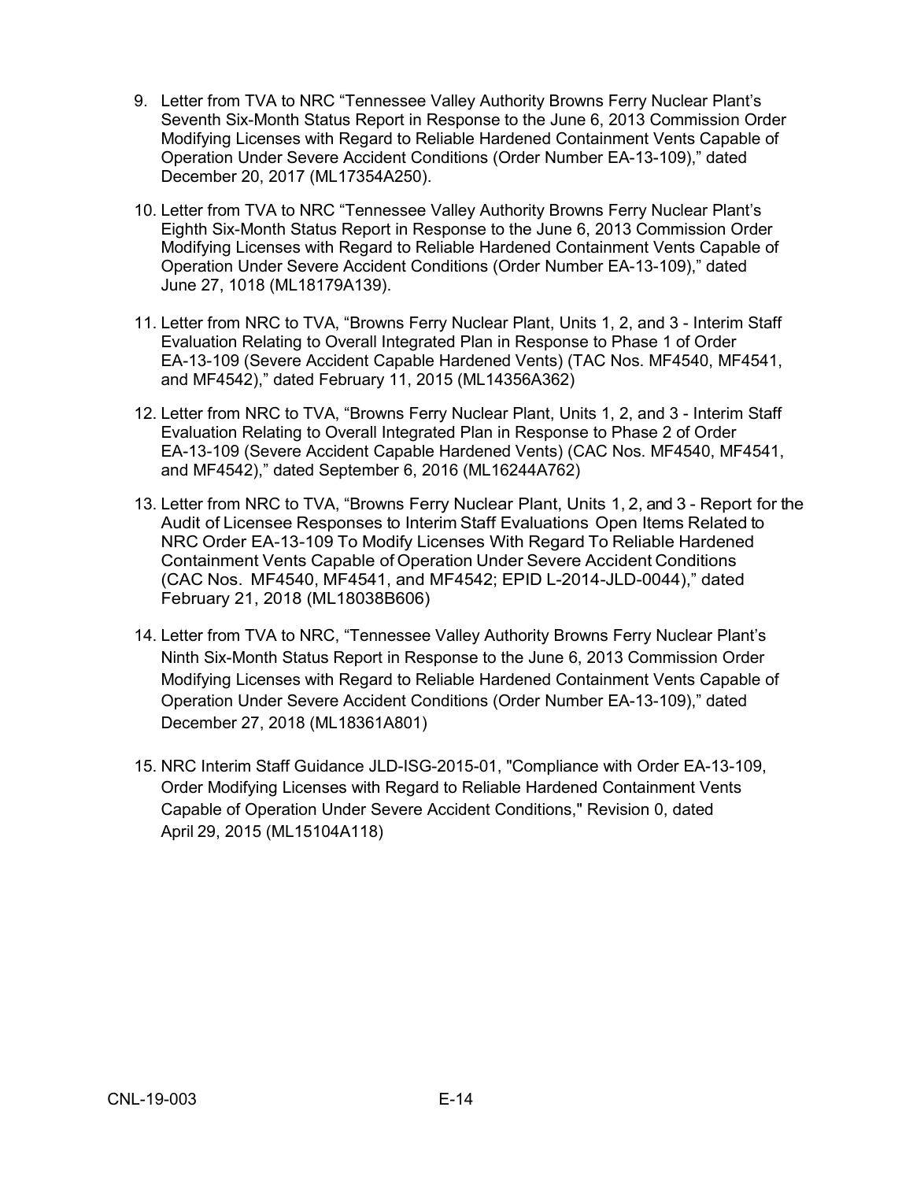9. Letter from TVA to NRC "Tennessee Valley Authority Browns Ferry Nuclear Plant's Seventh Six-Month Status Report in Response to the June 6, 2013 Commission Order Modifying Licenses with Regard to Reliable Hardened Containment Vents Capable of Operation Under Severe Accident Conditions (Order Number EA-13-109)," dated December 20, 2017 (ML17354A250).

10. Letter from TVA to NRC "Tennessee Valley Authority Browns Ferry Nuclear Plant's Eighth Six-Month Status Report in Response to the June 6, 2013 Commission Order Modifying Licenses with Regard to Reliable Hardened Containment Vents Capable of Operation Under Severe Accident Conditions (Order Number EA-13-109)," dated June 27, 1018 (ML18179A139).

11. Letter from NRC to TVA, "Browns Ferry Nuclear Plant, Units 1, 2, and 3 - Interim Staff Evaluation Relating to Overall Integrated Plan in Response to Phase 1 of Order EA-13-109 (Severe Accident Capable Hardened Vents) (TAC Nos. MF4540, MF4541, and MF4542)," dated February 11, 2015 (ML14356A362)

12. Letter from NRC to TVA, "Browns Ferry Nuclear Plant, Units 1, 2, and 3 - Interim Staff Evaluation Relating to Overall Integrated Plan in Response to Phase 2 of Order EA-13-109 (Severe Accident Capable Hardened Vents) (CAC Nos. MF4540, MF4541, and MF4542)," dated September 6, 2016 (ML16244A762)

13. Letter from NRC to TVA, "Browns Ferry Nuclear Plant, Units 1, 2, and 3 - Report for the Audit of Licensee Responses to Interim Staff Evaluations Open Items Related to NRC Order EA-13-109 To Modify Licenses With Regard To Reliable Hardened Containment Vents Capable of Operation Under Severe Accident Conditions (CAC Nos. MF4540, MF4541, and MF4542; EPID L-2014-JLD-0044)," dated February 21, 2018 (ML18038B606)

14. Letter from TVA to NRC, "Tennessee Valley Authority Browns Ferry Nuclear Plant's Ninth Six-Month Status Report in Response to the June 6, 2013 Commission Order Modifying Licenses with Regard to Reliable Hardened Containment Vents Capable of Operation Under Severe Accident Conditions (Order Number EA-13-109)," dated December 27, 2018 (ML18361A801)

15. NRC Interim Staff Guidance JLD-ISG-2015-01, "Compliance with Order EA-13-109, Order Modifying Licenses with Regard to Reliable Hardened Containment Vents Capable of Operation Under Severe Accident Conditions," Revision 0, dated April 29, 2015 (ML15104A118)